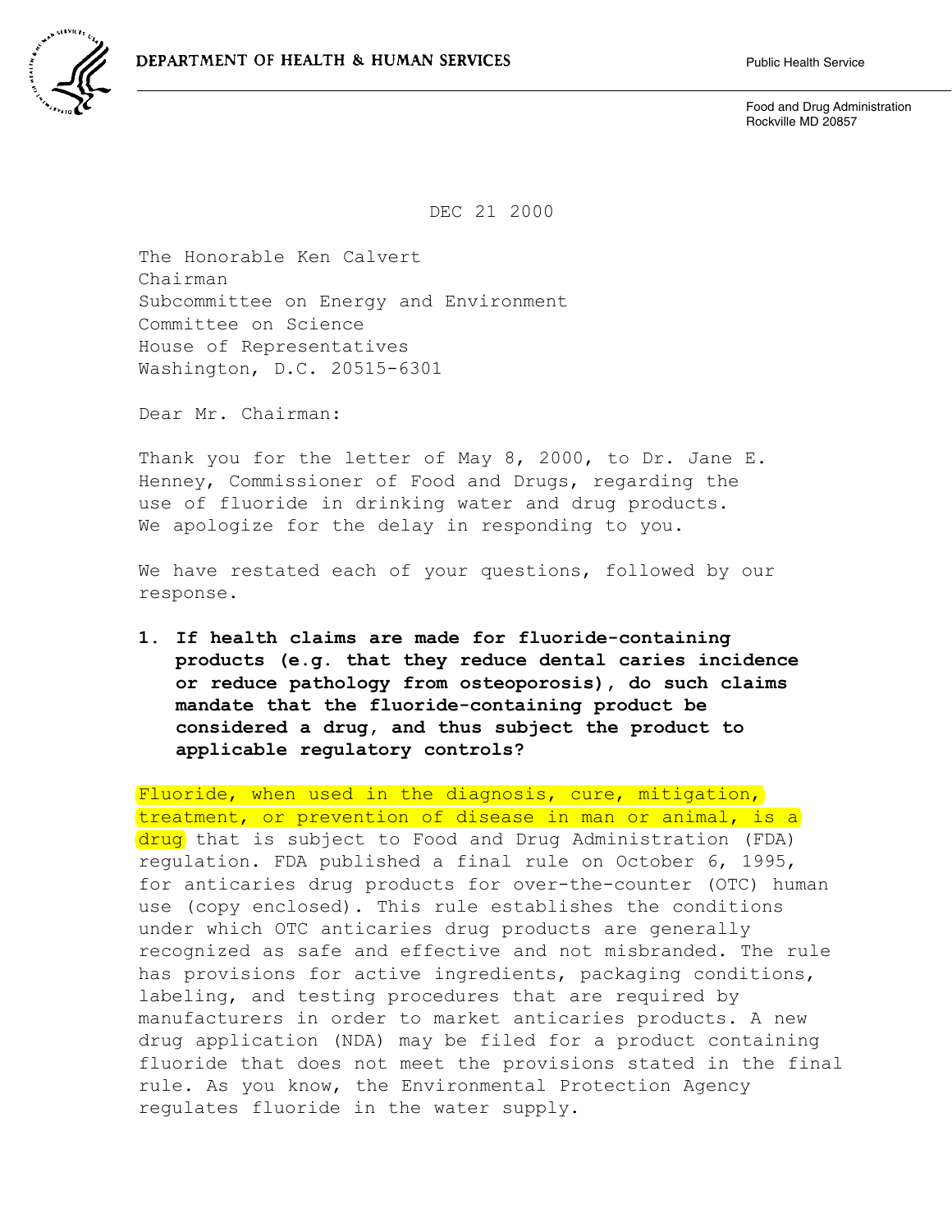DEPARTMENT OF HEALTH & HUMAN SERVICES

Public Health Service

Food and Drug Administration
Rockville MD 20857

DEC 21 2000

The Honorable Ken Calvert
Chairman
Subcommittee on Energy and Environment
Committee on Science
House of Representatives
Washington, D.C. 20515-6301

Dear Mr. Chairman:

Thank you for the letter of May 8, 2000, to Dr. Jane E. Henney, Commissioner of Food and Drugs, regarding the use of fluoride in drinking water and drug products. We apologize for the delay in responding to you.

We have restated each of your questions, followed by our response.

1. **If health claims are made for fluoride-containing products (e.g. that they reduce dental caries incidence or reduce pathology from osteoporosis), do such claims mandate that the fluoride-containing product be considered a drug, and thus subject the product to applicable regulatory controls?**

Fluoride, when used in the diagnosis, cure, mitigation, treatment, or prevention of disease in man or animal, is a drug that is subject to Food and Drug Administration (FDA) regulation. FDA published a final rule on October 6, 1995, for anticaries drug products for over-the-counter (OTC) human use (copy enclosed). This rule establishes the conditions under which OTC anticaries drug products are generally recognized as safe and effective and not misbranded. The rule has provisions for active ingredients, packaging conditions, labeling, and testing procedures that are required by manufacturers in order to market anticaries products. A new drug application (NDA) may be filed for a product containing fluoride that does not meet the provisions stated in the final rule. As you know, the Environmental Protection Agency regulates fluoride in the water supply.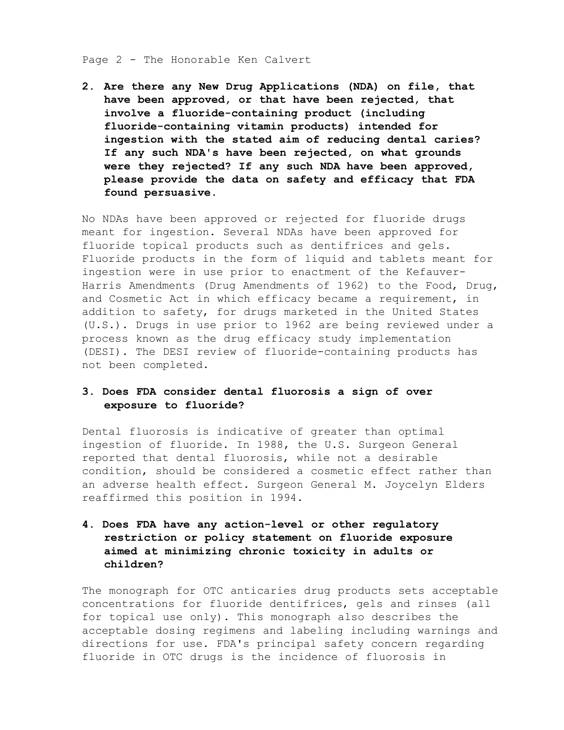Page 2 - The Honorable Ken Calvert

**2. Are there any New Drug Applications (NDA) on file, that have been approved, or that have been rejected, that involve a fluoride-containing product (including fluoride-containing vitamin products) intended for ingestion with the stated aim of reducing dental caries? If any such NDA's have been rejected, on what grounds were they rejected? If any such NDA have been approved, please provide the data on safety and efficacy that FDA found persuasive.**

No NDAs have been approved or rejected for fluoride drugs meant for ingestion. Several NDAs have been approved for fluoride topical products such as dentifrices and gels. Fluoride products in the form of liquid and tablets meant for ingestion were in use prior to enactment of the Kefauver-Harris Amendments (Drug Amendments of 1962) to the Food, Drug, and Cosmetic Act in which efficacy became a requirement, in addition to safety, for drugs marketed in the United States (U.S.). Drugs in use prior to 1962 are being reviewed under a process known as the drug efficacy study implementation (DESI). The DESI review of fluoride-containing products has not been completed.

**3. Does FDA consider dental fluorosis a sign of over exposure to fluoride?**

Dental fluorosis is indicative of greater than optimal ingestion of fluoride. In 1988, the U.S. Surgeon General reported that dental fluorosis, while not a desirable condition, should be considered a cosmetic effect rather than an adverse health effect. Surgeon General M. Joycelyn Elders reaffirmed this position in 1994.

**4. Does FDA have any action-level or other regulatory restriction or policy statement on fluoride exposure aimed at minimizing chronic toxicity in adults or children?**

The monograph for OTC anticaries drug products sets acceptable concentrations for fluoride dentifrices, gels and rinses (all for topical use only). This monograph also describes the acceptable dosing regimens and labeling including warnings and directions for use. FDA's principal safety concern regarding fluoride in OTC drugs is the incidence of fluorosis in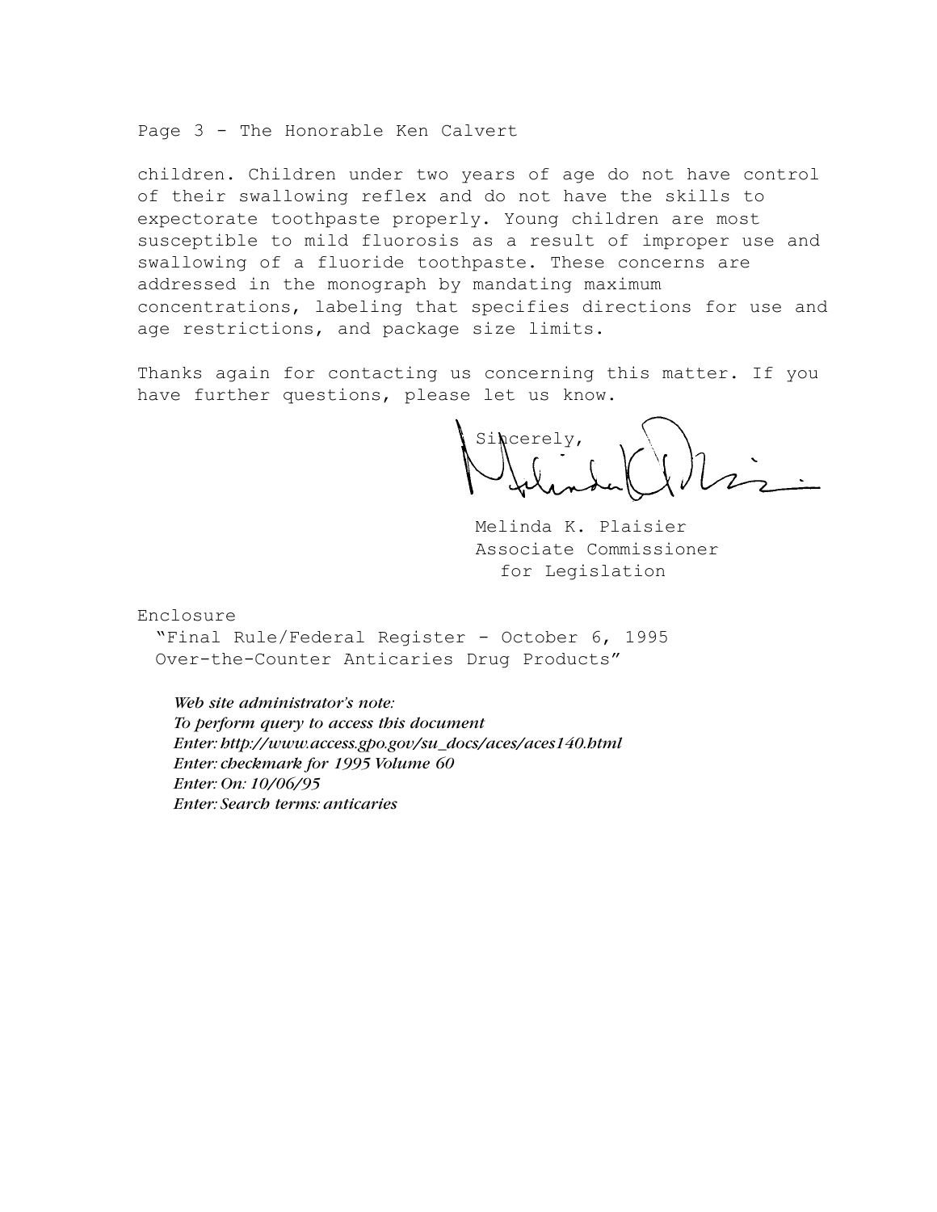children. Children under two years of age do not have control of their swallowing reflex and do not have the skills to expectorate toothpaste properly. Young children are most susceptible to mild fluorosis as a result of improper use and swallowing of a fluoride toothpaste. These concerns are addressed in the monograph by mandating maximum concentrations, labeling that specifies directions for use and age restrictions, and package size limits.

Thanks again for contacting us concerning this matter. If you have further questions, please let us know.

Sincerely,

Melinda K. Plaisier
Associate Commissioner
for Legislation

Enclosure
"Final Rule/Federal Register - October 6, 1995
Over-the-Counter Anticaries Drug Products"

*Web site administrator's note:*
*To perform query to access this document*
*Enter: http://www.access.gpo.gov/su_docs/aces/aces140.html*
*Enter: checkmark for 1995 Volume 60*
*Enter: On: 10/06/95*
*Enter: Search terms: anticaries*